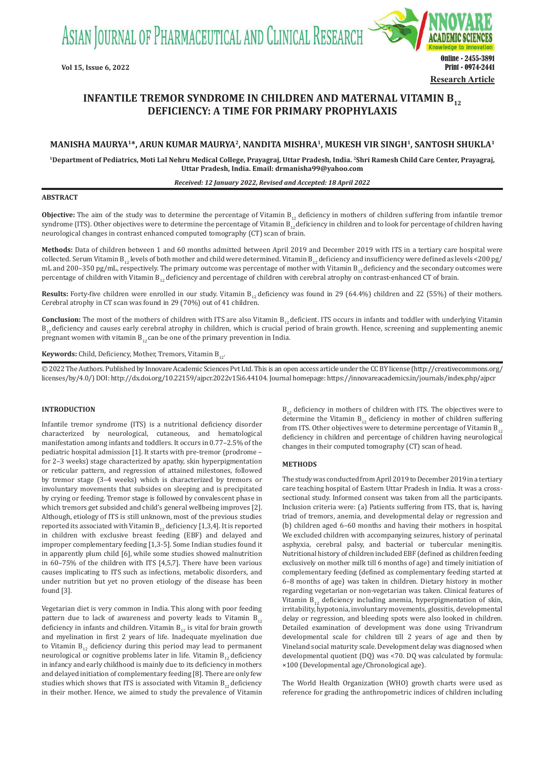Research Article

# INFANTILE TREMOR SYNDROME IN CHILDREN AND MATERNAL VITAMIN $B_{12}$ DEFICIENCY: A TIME FOR PRIMARY PROPHYLAXIS

**MANISHA MAURYA[1]*, ARUN KUMAR MAURYA[2], NANDITA MISHRA[1], MUKESH VIR SINGH[1], SANTOSH SHUKLA[1]**

[1]Department of Pediatrics, Moti Lal Nehru Medical College, Prayagraj, Uttar Pradesh, India. [2]Shri Ramesh Child Care Center, Prayagraj, Uttar Pradesh, India. Email: drmanisha99@yahoo.com

*Received: 12 January 2022, Revised and Accepted: 18 April 2022*

## ABSTRACT

**Objective:** The aim of the study was to determine the percentage of Vitamin $B_{12}$ deficiency in mothers of children suffering from infantile tremor syndrome (ITS). Other objectives were to determine the percentage of Vitamin $B_{12}$ deficiency in children and to look for percentage of children having neurological changes in contrast enhanced computed tomography (CT) scan of brain.

**Methods:** Data of children between 1 and 60 months admitted between April 2019 and December 2019 with ITS in a tertiary care hospital were collected. Serum Vitamin $B_{12}$ levels of both mother and child were determined. Vitamin $B_{12}$ deficiency and insufficiency were defined as levels <200 pg/mL and 200–350 pg/mL, respectively. The primary outcome was percentage of mother with Vitamin $B_{12}$ deficiency and the secondary outcomes were percentage of children with Vitamin $B_{12}$ deficiency and percentage of children with cerebral atrophy on contrast-enhanced CT of brain.

**Results:** Forty-five children were enrolled in our study. Vitamin $B_{12}$ deficiency was found in 29 (64.4%) children and 22 (55%) of their mothers. Cerebral atrophy in CT scan was found in 29 (70%) out of 41 children.

**Conclusion:** The most of the mothers of children with ITS are also Vitamin $B_{12}$ deficient. ITS occurs in infants and toddler with underlying Vitamin $B_{12}$ deficiency and causes early cerebral atrophy in children, which is crucial period of brain growth. Hence, screening and supplementing anemic pregnant women with vitamin $B_{12}$ can be one of the primary prevention in India.

**Keywords:** Child, Deficiency, Mother, Tremors, Vitamin $B_{12}$.

© 2022 The Authors. Published by Innovare Academic Sciences Pvt Ltd. This is an open access article under the CC BY license (http://creativecommons.org/licenses/by/4.0/) DOI: http://dx.doi.org/10.22159/ajpcr.2022v15i6.44104. Journal homepage: https://innovareacademics.in/journals/index.php/ajpcr

## INTRODUCTION

Infantile tremor syndrome (ITS) is a nutritional deficiency disorder characterized by neurological, cutaneous, and hematological manifestation among infants and toddlers. It occurs in 0.77–2.5% of the pediatric hospital admission [1]. It starts with pre-tremor (prodrome – for 2–3 weeks) stage characterized by apathy, skin hyperpigmentation or reticular pattern, and regression of attained milestones, followed by tremor stage (3–4 weeks) which is characterized by tremors or involuntary movements that subsides on sleeping and is precipitated by crying or feeding. Tremor stage is followed by convalescent phase in which tremors get subsided and child's general wellbeing improves [2]. Although, etiology of ITS is still unknown, most of the previous studies reported its associated with Vitamin $B_{12}$ deficiency [1,3,4]. It is reported in children with exclusive breast feeding (EBF) and delayed and improper complementary feeding [1,3-5]. Some Indian studies found it in apparently plum child [6], while some studies showed malnutrition in 60–75% of the children with ITS [4,5,7]. There have been various causes implicating to ITS such as infections, metabolic disorders, and under nutrition but yet no proven etiology of the disease has been found [3].

Vegetarian diet is very common in India. This along with poor feeding pattern due to lack of awareness and poverty leads to Vitamin $B_{12}$ deficiency in infants and children. Vitamin $B_{12}$ is vital for brain growth and myelination in first 2 years of life. Inadequate myelination due to Vitamin $B_{12}$ deficiency during this period may lead to permanent neurological or cognitive problems later in life. Vitamin $B_{12}$ deficiency in infancy and early childhood is mainly due to its deficiency in mothers and delayed initiation of complementary feeding [8]. There are only few studies which shows that ITS is associated with Vitamin $B_{12}$ deficiency in their mother. Hence, we aimed to study the prevalence of Vitamin $B_{12}$ deficiency in mothers of children with ITS. The objectives were to determine the Vitamin $B_{12}$ deficiency in mother of children suffering from ITS. Other objectives were to determine percentage of Vitamin $B_{12}$ deficiency in children and percentage of children having neurological changes in their computed tomography (CT) scan of head.

## METHODS

The study was conducted from April 2019 to December 2019 in a tertiary care teaching hospital of Eastern Uttar Pradesh in India. It was a cross-sectional study. Informed consent was taken from all the participants. Inclusion criteria were: (a) Patients suffering from ITS, that is, having triad of tremors, anemia, and developmental delay or regression and (b) children aged 6–60 months and having their mothers in hospital. We excluded children with accompanying seizures, history of perinatal asphyxia, cerebral palsy, and bacterial or tubercular meningitis. Nutritional history of children included EBF (defined as children feeding exclusively on mother milk till 6 months of age) and timely initiation of complementary feeding (defined as complementary feeding started at 6–8 months of age) was taken in children. Dietary history in mother regarding vegetarian or non-vegetarian was taken. Clinical features of Vitamin $B_{12}$ deficiency including anemia, hyperpigmentation of skin, irritability, hypotonia, involuntary movements, glossitis, developmental delay or regression, and bleeding spots were also looked in children. Detailed examination of development was done using Trivandrum developmental scale for children till 2 years of age and then by Vineland social maturity scale. Development delay was diagnosed when developmental quotient (DQ) was <70. DQ was calculated by formula: ×100 (Developmental age/Chronological age).

The World Health Organization (WHO) growth charts were used as reference for grading the anthropometric indices of children including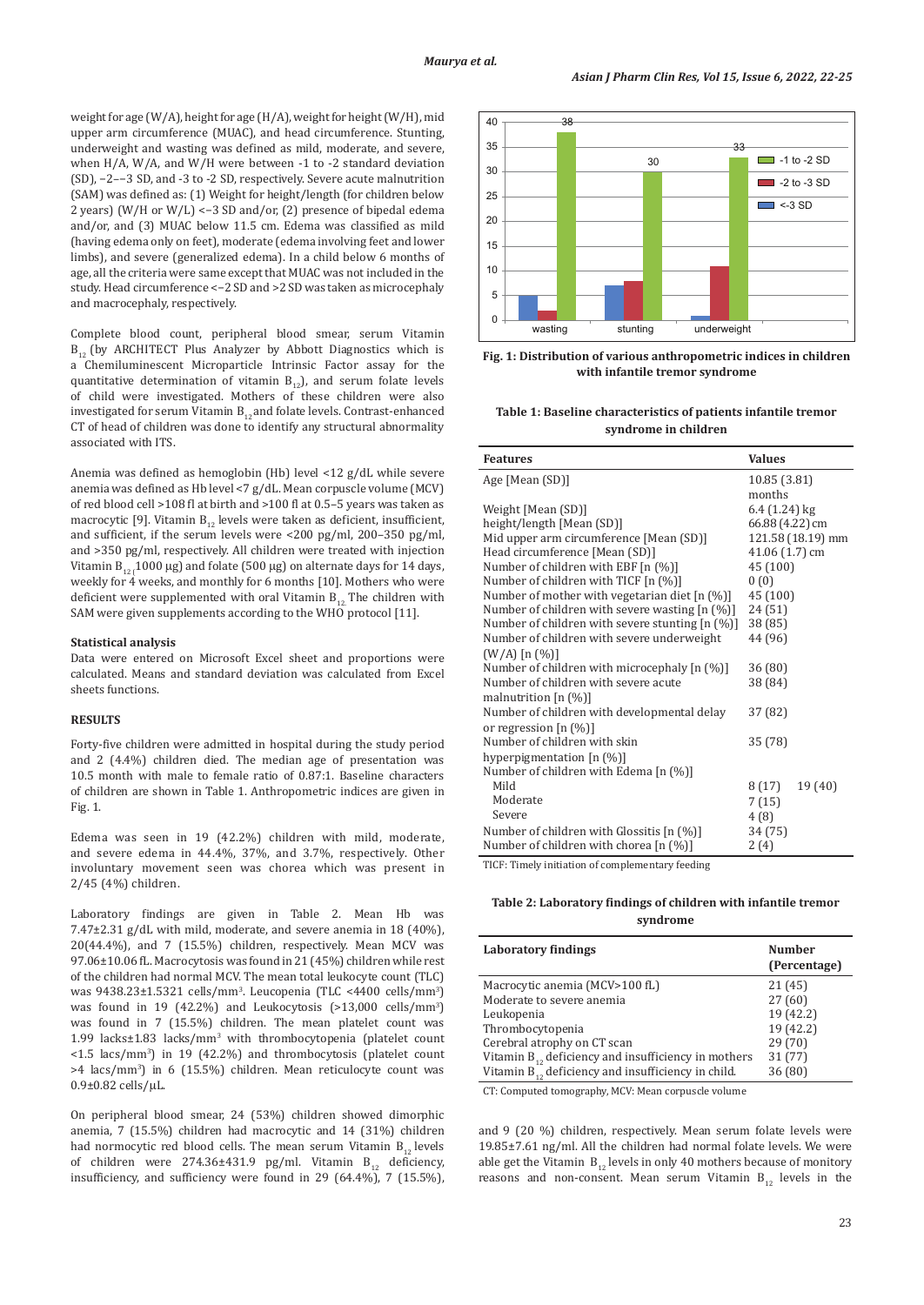weight for age (W/A), height for age (H/A), weight for height (W/H), mid upper arm circumference (MUAC), and head circumference. Stunting, underweight and wasting was defined as mild, moderate, and severe, when H/A, W/A, and W/H were between -1 to -2 standard deviation (SD), −2–−3 SD, and -3 to -2 SD, respectively. Severe acute malnutrition (SAM) was defined as: (1) Weight for height/length (for children below 2 years) (W/H or W/L) <−3 SD and/or, (2) presence of bipedal edema and/or, and (3) MUAC below 11.5 cm. Edema was classified as mild (having edema only on feet), moderate (edema involving feet and lower limbs), and severe (generalized edema). In a child below 6 months of age, all the criteria were same except that MUAC was not included in the study. Head circumference <−2 SD and >2 SD was taken as microcephaly and macrocephaly, respectively.

Complete blood count, peripheral blood smear, serum Vitamin $B_{12}$ (by ARCHITECT Plus Analyzer by Abbott Diagnostics which is a Chemiluminescent Microparticle Intrinsic Factor assay for the quantitative determination of vitamin $B_{12}$), and serum folate levels of child were investigated. Mothers of these children were also investigated for serum Vitamin $B_{12}$ and folate levels. Contrast-enhanced CT of head of children was done to identify any structural abnormality associated with ITS.

Anemia was defined as hemoglobin (Hb) level <12 g/dL while severe anemia was defined as Hb level <7 g/dL. Mean corpuscle volume (MCV) of red blood cell >108 fl at birth and >100 fl at 0.5–5 years was taken as macrocytic [9]. Vitamin $B_{12}$ levels were taken as deficient, insufficient, and sufficient, if the serum levels were <200 pg/ml, 200–350 pg/ml, and >350 pg/ml, respectively. All children were treated with injection Vitamin $B_{12}$ 1000 µg) and folate (500 µg) on alternate days for 14 days, weekly for 4 weeks, and monthly for 6 months [10]. Mothers who were deficient were supplemented with oral Vitamin $B_{12}$. The children with SAM were given supplements according to the WHO protocol [11].

### Statistical analysis

Data were entered on Microsoft Excel sheet and proportions were calculated. Means and standard deviation was calculated from Excel sheets functions.

## RESULTS

Forty-five children were admitted in hospital during the study period and 2 (4.4%) children died. The median age of presentation was 10.5 month with male to female ratio of 0.87:1. Baseline characters of children are shown in Table 1. Anthropometric indices are given in Fig. 1.

Edema was seen in 19 (42.2%) children with mild, moderate, and severe edema in 44.4%, 37%, and 3.7%, respectively. Other involuntary movement seen was chorea which was present in 2/45 (4%) children.

Laboratory findings are given in Table 2. Mean Hb was 7.47±2.31 g/dL with mild, moderate, and severe anemia in 18 (40%), 20(44.4%), and 7 (15.5%) children, respectively. Mean MCV was 97.06±10.06 fL. Macrocytosis was found in 21 (45%) children while rest of the children had normal MCV. The mean total leukocyte count (TLC) was 9438.23±1.5321 cells/mm³. Leucopenia (TLC <4400 cells/mm³) was found in 19 (42.2%) and Leukocytosis (>13,000 cells/mm³) was found in 7 (15.5%) children. The mean platelet count was 1.99 lacks±1.83 lacks/mm³ with thrombocytopenia (platelet count <1.5 lacs/mm³) in 19 (42.2%) and thrombocytosis (platelet count >4 lacs/mm³) in 6 (15.5%) children. Mean reticulocyte count was 0.9±0.82 cells/µL.

On peripheral blood smear, 24 (53%) children showed dimorphic anemia, 7 (15.5%) children had macrocytic and 14 (31%) children had normocytic red blood cells. The mean serum Vitamin $B_{12}$ levels of children were 274.36±431.9 pg/ml. Vitamin $B_{12}$ deficiency, insufficiency, and sufficiency were found in 29 (64.4%), 7 (15.5%), and 9 (20 %) children, respectively. Mean serum folate levels were 19.85±7.61 ng/ml. All the children had normal folate levels. We were able get the Vitamin $B_{12}$ levels in only 40 mothers because of monitory reasons and non-consent. Mean serum Vitamin $B_{12}$ levels in the

**Fig. 1: Distribution of various anthropometric indices in children with infantile tremor syndrome**

**Table 1: Baseline characteristics of patients infantile tremor syndrome in children**

| Features | Values |
|---|---|
| Age [Mean (SD)] | 10.85 (3.81) months |
| Weight [Mean (SD)] | 6.4 (1.24) kg |
| height/length [Mean (SD)] | 66.88 (4.22) cm |
| Mid upper arm circumference [Mean (SD)] | 121.58 (18.19) mm |
| Head circumference [Mean (SD)] | 41.06 (1.7) cm |
| Number of children with EBF [n (%)] | 45 (100) |
| Number of children with TICF [n (%)] | 0 (0) |
| Number of mother with vegetarian diet [n (%)] | 45 (100) |
| Number of children with severe wasting [n (%)] | 24 (51) |
| Number of children with severe stunting [n (%)] | 38 (85) |
| Number of children with severe underweight (W/A) [n (%)] | 44 (96) |
| Number of children with microcephaly [n (%)] | 36 (80) |
| Number of children with severe acute malnutrition [n (%)] | 38 (84) |
| Number of children with developmental delay or regression [n (%)] | 37 (82) |
| Number of children with skin hyperpigmentation [n (%)] | 35 (78) |
| Number of children with Edema [n (%)] | |
| Mild | 8 (17) 19 (40) |
| Moderate | 7 (15) |
| Severe | 4 (8) |
| Number of children with Glossitis [n (%)] | 34 (75) |
| Number of children with chorea [n (%)] | 2 (4) |

TICF: Timely initiation of complementary feeding

**Table 2: Laboratory findings of children with infantile tremor syndrome**

| Laboratory findings | Number (Percentage) |
|---|---|
| Macrocytic anemia (MCV>100 fL) | 21 (45) |
| Moderate to severe anemia | 27 (60) |
| Leukopenia | 19 (42.2) |
| Thrombocytopenia | 19 (42.2) |
| Cerebral atrophy on CT scan | 29 (70) |
| Vitamin $B_{12}$ deficiency and insufficiency in mothers | 31 (77) |
| Vitamin $B_{12}$ deficiency and insufficiency in child. | 36 (80) |

CT: Computed tomography, MCV: Mean corpuscle volume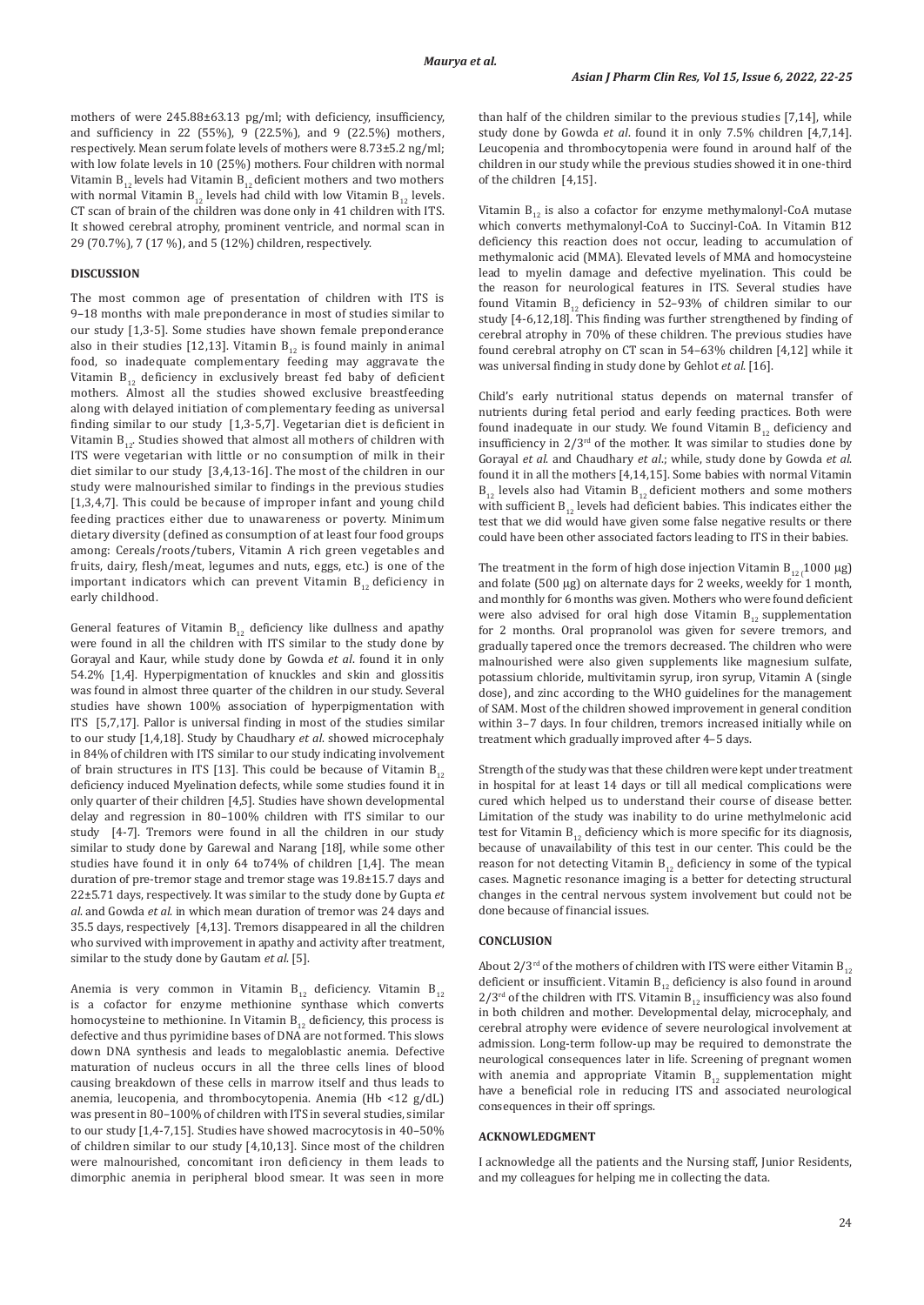mothers of were 245.88±63.13 pg/ml; with deficiency, insufficiency, and sufficiency in 22 (55%), 9 (22.5%), and 9 (22.5%) mothers, respectively. Mean serum folate levels of mothers were 8.73±5.2 ng/ml; with low folate levels in 10 (25%) mothers. Four children with normal Vitamin $B_{12}$ levels had Vitamin $B_{12}$ deficient mothers and two mothers with normal Vitamin $B_{12}$ levels had child with low Vitamin $B_{12}$ levels. CT scan of brain of the children was done only in 41 children with ITS. It showed cerebral atrophy, prominent ventricle, and normal scan in 29 (70.7%), 7 (17 %), and 5 (12%) children, respectively.

## DISCUSSION

The most common age of presentation of children with ITS is 9–18 months with male preponderance in most of studies similar to our study [1,3-5]. Some studies have shown female preponderance also in their studies [12,13]. Vitamin $B_{12}$ is found mainly in animal food, so inadequate complementary feeding may aggravate the Vitamin $B_{12}$ deficiency in exclusively breast fed baby of deficient mothers. Almost all the studies showed exclusive breastfeeding along with delayed initiation of complementary feeding as universal finding similar to our study [1,3-5,7]. Vegetarian diet is deficient in Vitamin $B_{12}$. Studies showed that almost all mothers of children with ITS were vegetarian with little or no consumption of milk in their diet similar to our study [3,4,13-16]. The most of the children in our study were malnourished similar to findings in the previous studies [1,3,4,7]. This could be because of improper infant and young child feeding practices either due to unawareness or poverty. Minimum dietary diversity (defined as consumption of at least four food groups among: Cereals/roots/tubers, Vitamin A rich green vegetables and fruits, dairy, flesh/meat, legumes and nuts, eggs, etc.) is one of the important indicators which can prevent Vitamin $B_{12}$ deficiency in early childhood.

General features of Vitamin $B_{12}$ deficiency like dullness and apathy were found in all the children with ITS similar to the study done by Gorayal and Kaur, while study done by Gowda *et al*. found it in only 54.2% [1,4]. Hyperpigmentation of knuckles and skin and glossitis was found in almost three quarter of the children in our study. Several studies have shown 100% association of hyperpigmentation with ITS [5,7,17]. Pallor is universal finding in most of the studies similar to our study [1,4,18]. Study by Chaudhary *et al*. showed microcephaly in 84% of children with ITS similar to our study indicating involvement of brain structures in ITS [13]. This could be because of Vitamin $B_{12}$ deficiency induced Myelination defects, while some studies found it in only quarter of their children [4,5]. Studies have shown developmental delay and regression in 80–100% children with ITS similar to our study [4-7]. Tremors were found in all the children in our study similar to study done by Garewal and Narang [18], while some other studies have found it in only 64 to74% of children [1,4]. The mean duration of pre-tremor stage and tremor stage was 19.8±15.7 days and 22±5.71 days, respectively. It was similar to the study done by Gupta *et al*. and Gowda *et al*. in which mean duration of tremor was 24 days and 35.5 days, respectively [4,13]. Tremors disappeared in all the children who survived with improvement in apathy and activity after treatment, similar to the study done by Gautam *et al*. [5].

Anemia is very common in Vitamin $B_{12}$ deficiency. Vitamin $B_{12}$ is a cofactor for enzyme methionine synthase which converts homocysteine to methionine. In Vitamin $B_{12}$ deficiency, this process is defective and thus pyrimidine bases of DNA are not formed. This slows down DNA synthesis and leads to megaloblastic anemia. Defective maturation of nucleus occurs in all the three cells lines of blood causing breakdown of these cells in marrow itself and thus leads to anemia, leucopenia, and thrombocytopenia. Anemia (Hb <12 g/dL) was present in 80–100% of children with ITS in several studies, similar to our study [1,4-7,15]. Studies have showed macrocytosis in 40–50% of children similar to our study [4,10,13]. Since most of the children were malnourished, concomitant iron deficiency in them leads to dimorphic anemia in peripheral blood smear. It was seen in more than half of the children similar to the previous studies [7,14], while study done by Gowda *et al*. found it in only 7.5% children [4,7,14]. Leucopenia and thrombocytopenia were found in around half of the children in our study while the previous studies showed it in one-third of the children [4,15].

Vitamin $B_{12}$ is also a cofactor for enzyme methymalonyl-CoA mutase which converts methymalonyl-CoA to Succinyl-CoA. In Vitamin B12 deficiency this reaction does not occur, leading to accumulation of methymalonic acid (MMA). Elevated levels of MMA and homocysteine lead to myelin damage and defective myelination. This could be the reason for neurological features in ITS. Several studies have found Vitamin $B_{12}$ deficiency in 52–93% of children similar to our study [4-6,12,18]. This finding was further strengthened by finding of cerebral atrophy in 70% of these children. The previous studies have found cerebral atrophy on CT scan in 54–63% children [4,12] while it was universal finding in study done by Gehlot *et al*. [16].

Child's early nutritional status depends on maternal transfer of nutrients during fetal period and early feeding practices. Both were found inadequate in our study. We found Vitamin $B_{12}$ deficiency and insufficiency in 2/3[rd] of the mother. It was similar to studies done by Gorayal *et al*. and Chaudhary *et al*.; while, study done by Gowda *et al*. found it in all the mothers [4,14,15]. Some babies with normal Vitamin $B_{12}$ levels also had Vitamin $B_{12}$ deficient mothers and some mothers with sufficient $B_{12}$ levels had deficient babies. This indicates either the test that we did would have given some false negative results or there could have been other associated factors leading to ITS in their babies.

The treatment in the form of high dose injection Vitamin $B_{12}$ (1000 µg) and folate (500 µg) on alternate days for 2 weeks, weekly for 1 month, and monthly for 6 months was given. Mothers who were found deficient were also advised for oral high dose Vitamin $B_{12}$ supplementation for 2 months. Oral propranolol was given for severe tremors, and gradually tapered once the tremors decreased. The children who were malnourished were also given supplements like magnesium sulfate, potassium chloride, multivitamin syrup, iron syrup, Vitamin A (single dose), and zinc according to the WHO guidelines for the management of SAM. Most of the children showed improvement in general condition within 3–7 days. In four children, tremors increased initially while on treatment which gradually improved after 4–5 days.

Strength of the study was that these children were kept under treatment in hospital for at least 14 days or till all medical complications were cured which helped us to understand their course of disease better. Limitation of the study was inability to do urine methylmelonic acid test for Vitamin $B_{12}$ deficiency which is more specific for its diagnosis, because of unavailability of this test in our center. This could be the reason for not detecting Vitamin $B_{12}$ deficiency in some of the typical cases. Magnetic resonance imaging is a better for detecting structural changes in the central nervous system involvement but could not be done because of financial issues.

## CONCLUSION

About 2/3[rd] of the mothers of children with ITS were either Vitamin $B_{12}$ deficient or insufficient. Vitamin $B_{12}$ deficiency is also found in around 2/3[rd] of the children with ITS. Vitamin $B_{12}$ insufficiency was also found in both children and mother. Developmental delay, microcephaly, and cerebral atrophy were evidence of severe neurological involvement at admission. Long-term follow-up may be required to demonstrate the neurological consequences later in life. Screening of pregnant women with anemia and appropriate Vitamin $B_{12}$ supplementation might have a beneficial role in reducing ITS and associated neurological consequences in their off springs.

## ACKNOWLEDGMENT

I acknowledge all the patients and the Nursing staff, Junior Residents, and my colleagues for helping me in collecting the data.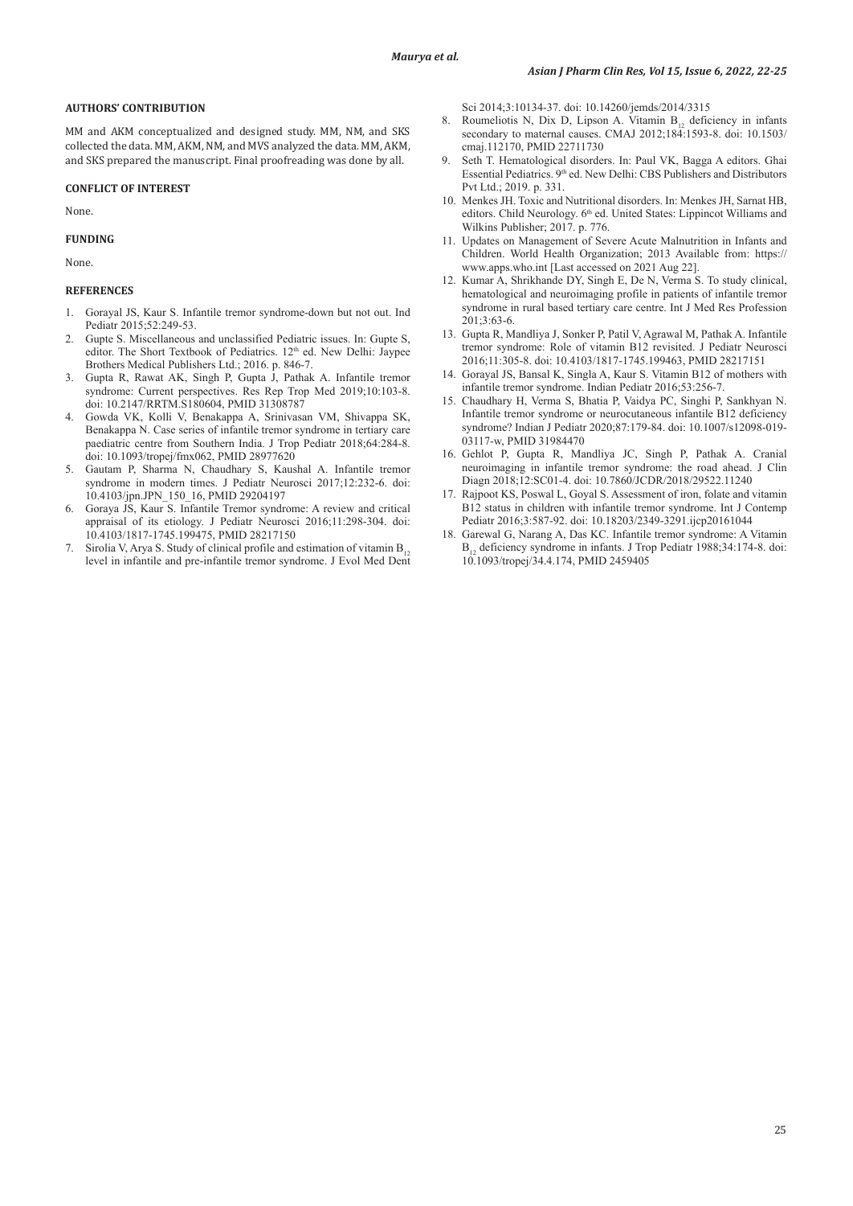## AUTHORS' CONTRIBUTION

MM and AKM conceptualized and designed study. MM, NM, and SKS collected the data. MM, AKM, NM, and MVS analyzed the data. MM, AKM, and SKS prepared the manuscript. Final proofreading was done by all.

## CONFLICT OF INTEREST

None.

## FUNDING

None.

## REFERENCES

1. Gorayal JS, Kaur S. Infantile tremor syndrome-down but not out. Ind Pediatr 2015;52:249-53.
2. Gupte S. Miscellaneous and unclassified Pediatric issues. In: Gupte S, editor. The Short Textbook of Pediatrics. 12th ed. New Delhi: Jaypee Brothers Medical Publishers Ltd.; 2016. p. 846-7.
3. Gupta R, Rawat AK, Singh P, Gupta J, Pathak A. Infantile tremor syndrome: Current perspectives. Res Rep Trop Med 2019;10:103-8. doi: 10.2147/RRTM.S180604, PMID 31308787
4. Gowda VK, Kolli V, Benakappa A, Srinivasan VM, Shivappa SK, Benakappa N. Case series of infantile tremor syndrome in tertiary care paediatric centre from Southern India. J Trop Pediatr 2018;64:284-8. doi: 10.1093/tropej/fmx062, PMID 28977620
5. Gautam P, Sharma N, Chaudhary S, Kaushal A. Infantile tremor syndrome in modern times. J Pediatr Neurosci 2017;12:232-6. doi: 10.4103/jpn.JPN_150_16, PMID 29204197
6. Goraya JS, Kaur S. Infantile Tremor syndrome: A review and critical appraisal of its etiology. J Pediatr Neurosci 2016;11:298-304. doi: 10.4103/1817-1745.199475, PMID 28217150
7. Sirolia V, Arya S. Study of clinical profile and estimation of vitamin $B_{12}$ level in infantile and pre-infantile tremor syndrome. J Evol Med Dent Sci 2014;3:10134-37. doi: 10.14260/jemds/2014/3315
8. Roumeliotis N, Dix D, Lipson A. Vitamin $B_{12}$ deficiency in infants secondary to maternal causes. CMAJ 2012;184:1593-8. doi: 10.1503/cmaj.112170, PMID 22711730
9. Seth T. Hematological disorders. In: Paul VK, Bagga A editors. Ghai Essential Pediatrics. 9th ed. New Delhi: CBS Publishers and Distributors Pvt Ltd.; 2019. p. 331.
10. Menkes JH. Toxic and Nutritional disorders. In: Menkes JH, Sarnat HB, editors. Child Neurology. 6th ed. United States: Lippincot Williams and Wilkins Publisher; 2017. p. 776.
11. Updates on Management of Severe Acute Malnutrition in Infants and Children. World Health Organization; 2013 Available from: https://www.apps.who.int [Last accessed on 2021 Aug 22].
12. Kumar A, Shrikhande DY, Singh E, De N, Verma S. To study clinical, hematological and neuroimaging profile in patients of infantile tremor syndrome in rural based tertiary care centre. Int J Med Res Profession 201;3:63-6.
13. Gupta R, Mandliya J, Sonker P, Patil V, Agrawal M, Pathak A. Infantile tremor syndrome: Role of vitamin B12 revisited. J Pediatr Neurosci 2016;11:305-8. doi: 10.4103/1817-1745.199463, PMID 28217151
14. Gorayal JS, Bansal K, Singla A, Kaur S. Vitamin B12 of mothers with infantile tremor syndrome. Indian Pediatr 2016;53:256-7.
15. Chaudhary H, Verma S, Bhatia P, Vaidya PC, Singhi P, Sankhyan N. Infantile tremor syndrome or neurocutaneous infantile B12 deficiency syndrome? Indian J Pediatr 2020;87:179-84. doi: 10.1007/s12098-019-03117-w, PMID 31984470
16. Gehlot P, Gupta R, Mandliya JC, Singh P, Pathak A. Cranial neuroimaging in infantile tremor syndrome: the road ahead. J Clin Diagn 2018;12:SC01-4. doi: 10.7860/JCDR/2018/29522.11240
17. Rajpoot KS, Poswal L, Goyal S. Assessment of iron, folate and vitamin B12 status in children with infantile tremor syndrome. Int J Contemp Pediatr 2016;3:587-92. doi: 10.18203/2349-3291.ijcp20161044
18. Garewal G, Narang A, Das KC. Infantile tremor syndrome: A Vitamin $B_{12}$ deficiency syndrome in infants. J Trop Pediatr 1988;34:174-8. doi: 10.1093/tropej/34.4.174, PMID 2459405